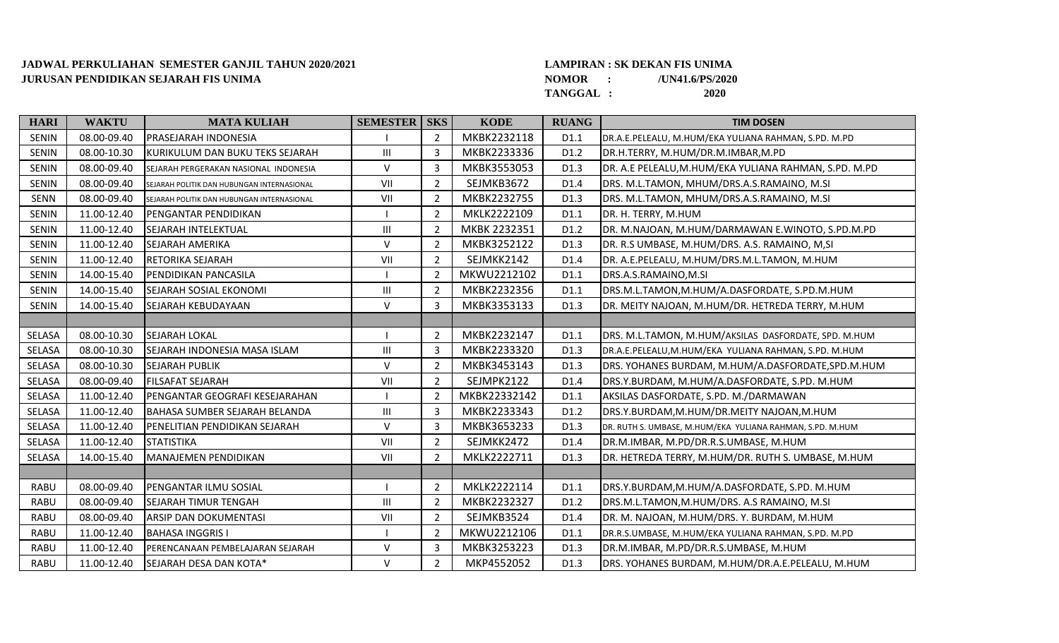**JADWAL PERKULIAHAN SEMESTER GANJIL TAHUN 2020/2021**
**JURUSAN PENDIDIKAN SEJARAH FIS UNIMA**

**LAMPIRAN : SK DEKAN FIS UNIMA**
**NOMOR : /UN41.6/PS/2020**
**TANGGAL : 2020**

| HARI | WAKTU | MATA KULIAH | SEMESTER | SKS | KODE | RUANG | TIM DOSEN |
|---|---|---|---|---|---|---|---|
| SENIN | 08.00-09.40 | PRASEJARAH INDONESIA | I | 2 | MKBK2232118 | D1.1 | DR.A.E.PELEALU, M.HUM/EKA YULIANA RAHMAN, S.PD. M.PD |
| SENIN | 08.00-10.30 | KURIKULUM DAN BUKU TEKS SEJARAH | III | 3 | MKBK2233336 | D1.2 | DR.H.TERRY, M.HUM/DR.M.IMBAR,M.PD |
| SENIN | 08.00-09.40 | SEJARAH PERGERAKAN NASIONAL INDONESIA | V | 3 | MKBK3553053 | D1.3 | DR. A.E PELEALU,M.HUM/EKA YULIANA RAHMAN, S.PD. M.PD |
| SENIN | 08.00-09.40 | SEJARAH POLITIK DAN HUBUNGAN INTERNASIONAL | VII | 2 | SEJMKB3672 | D1.4 | DRS. M.L.TAMON, MHUM/DRS.A.S.RAMAINO, M.SI |
| SENN | 08.00-09.40 | SEJARAH POLITIK DAN HUBUNGAN INTERNASIONAL | VII | 2 | MKBK2232755 | D1.3 | DRS. M.L.TAMON, MHUM/DRS.A.S.RAMAINO, M.SI |
| SENIN | 11.00-12.40 | PENGANTAR PENDIDIKAN | I | 2 | MKLK2222109 | D1.1 | DR. H. TERRY, M.HUM |
| SENIN | 11.00-12.40 | SEJARAH INTELEKTUAL | III | 2 | MKBK 2232351 | D1.2 | DR. M.NAJOAN, M.HUM/DARMAWAN E.WINOTO, S.PD.M.PD |
| SENIN | 11.00-12.40 | SEJARAH AMERIKA | V | 2 | MKBK3252122 | D1.3 | DR. R.S UMBASE, M.HUM/DRS. A.S. RAMAINO, M,SI |
| SENIN | 11.00-12.40 | RETORIKA SEJARAH | VII | 2 | SEJMKK2142 | D1.4 | DR. A.E.PELEALU, M.HUM/DRS.M.L.TAMON, M.HUM |
| SENIN | 14.00-15.40 | PENDIDIKAN PANCASILA | I | 2 | MKWU2212102 | D1.1 | DRS.A.S.RAMAINO,M.SI |
| SENIN | 14.00-15.40 | SEJARAH SOSIAL EKONOMI | III | 2 | MKBK2232356 | D1.1 | DRS.M.L.TAMON,M.HUM/A.DASFORDATE, S.PD.M.HUM |
| SENIN | 14.00-15.40 | SEJARAH KEBUDAYAAN | V | 3 | MKBK3353133 | D1.3 | DR. MEITY NAJOAN, M.HUM/DR. HETREDA TERRY, M.HUM |
| | | | | | | | |
| SELASA | 08.00-10.30 | SEJARAH LOKAL | I | 2 | MKBK2232147 | D1.1 | DRS. M.L.TAMON, M.HUM/AKSILAS DASFORDATE, SPD. M.HUM |
| SELASA | 08.00-10.30 | SEJARAH INDONESIA MASA ISLAM | III | 3 | MKBK2233320 | D1.3 | DR.A.E.PELEALU,M.HUM/EKA YULIANA RAHMAN, S.PD. M.HUM |
| SELASA | 08.00-10.30 | SEJARAH PUBLIK | V | 2 | MKBK3453143 | D1.3 | DRS. YOHANES BURDAM, M.HUM/A.DASFORDATE,SPD.M.HUM |
| SELASA | 08.00-09.40 | FILSAFAT SEJARAH | VII | 2 | SEJMPK2122 | D1.4 | DRS.Y.BURDAM, M.HUM/A.DASFORDATE, S.PD. M.HUM |
| SELASA | 11.00-12.40 | PENGANTAR GEOGRAFI KESEJARAHAN | I | 2 | MKBK22332142 | D1.1 | AKSILAS DASFORDATE, S.PD. M./DARMAWAN |
| SELASA | 11.00-12.40 | BAHASA SUMBER SEJARAH BELANDA | III | 3 | MKBK2233343 | D1.2 | DRS.Y.BURDAM,M.HUM/DR.MEITY NAJOAN,M.HUM |
| SELASA | 11.00-12.40 | PENELITIAN PENDIDIKAN SEJARAH | V | 3 | MKBK3653233 | D1.3 | DR. RUTH S. UMBASE, M.HUM/EKA YULIANA RAHMAN, S.PD. M.HUM |
| SELASA | 11.00-12.40 | STATISTIKA | VII | 2 | SEJMKK2472 | D1.4 | DR.M.IMBAR, M.PD/DR.R.S.UMBASE, M.HUM |
| SELASA | 14.00-15.40 | MANAJEMEN PENDIDIKAN | VII | 2 | MKLK2222711 | D1.3 | DR. HETREDA TERRY, M.HUM/DR. RUTH S. UMBASE, M.HUM |
| | | | | | | | |
| RABU | 08.00-09.40 | PENGANTAR ILMU SOSIAL | I | 2 | MKLK2222114 | D1.1 | DRS.Y.BURDAM,M.HUM/A.DASFORDATE, S.PD. M.HUM |
| RABU | 08.00-09.40 | SEJARAH TIMUR TENGAH | III | 2 | MKBK2232327 | D1.2 | DRS.M.L.TAMON,M.HUM/DRS. A.S RAMAINO, M.SI |
| RABU | 08.00-09.40 | ARSIP DAN DOKUMENTASI | VII | 2 | SEJMKB3524 | D1.4 | DR. M. NAJOAN, M.HUM/DRS. Y. BURDAM, M.HUM |
| RABU | 11.00-12.40 | BAHASA INGGRIS I | I | 2 | MKWU2212106 | D1.1 | DR.R.S.UMBASE, M.HUM/EKA YULIANA RAHMAN, S.PD. M.PD |
| RABU | 11.00-12.40 | PERENCANAAN PEMBELAJARAN SEJARAH | V | 3 | MKBK3253223 | D1.3 | DR.M.IMBAR, M.PD/DR.R.S.UMBASE, M.HUM |
| RABU | 11.00-12.40 | SEJARAH DESA DAN KOTA* | V | 2 | MKP4552052 | D1.3 | DRS. YOHANES BURDAM, M.HUM/DR.A.E.PELEALU, M.HUM |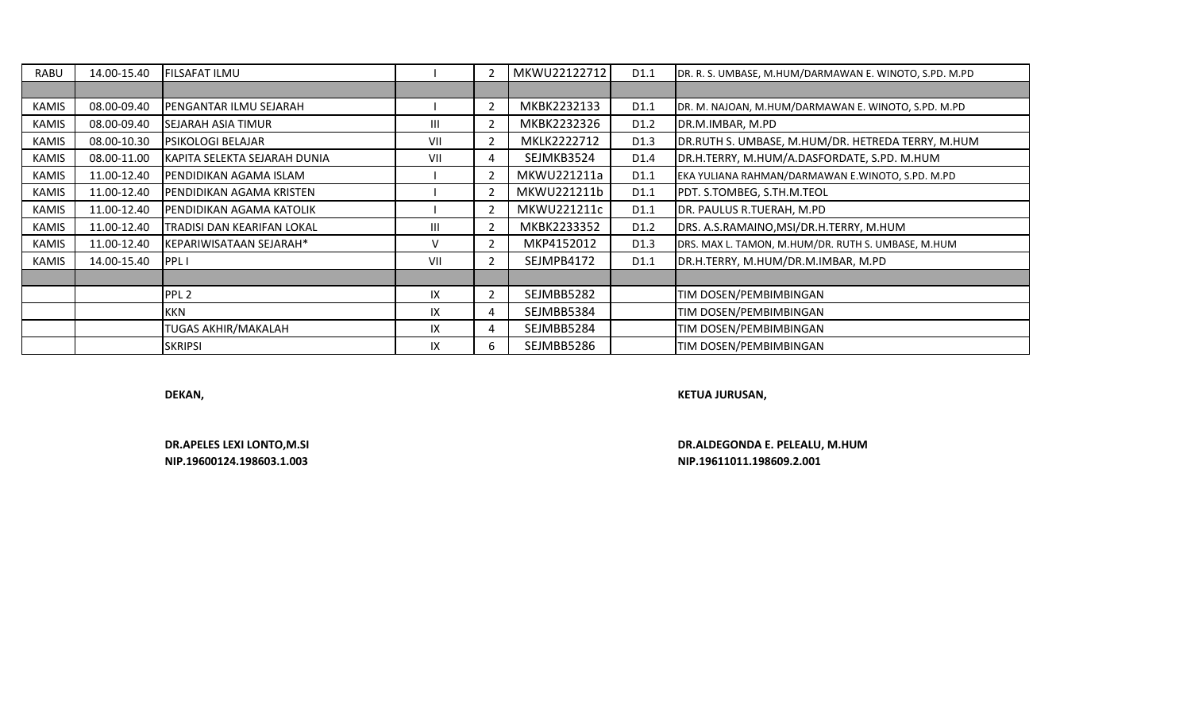| | | | | | | | |
|---|---|---|---|---|---|---|---|
| RABU | 14.00-15.40 | FILSAFAT ILMU | I | 2 | MKWU22122712 | D1.1 | DR. R. S. UMBASE, M.HUM/DARMAWAN E. WINOTO, S.PD. M.PD |
| | | | | | | | |
| KAMIS | 08.00-09.40 | PENGANTAR ILMU SEJARAH | I | 2 | MKBK2232133 | D1.1 | DR. M. NAJOAN, M.HUM/DARMAWAN E. WINOTO, S.PD. M.PD |
| KAMIS | 08.00-09.40 | SEJARAH ASIA TIMUR | III | 2 | MKBK2232326 | D1.2 | DR.M.IMBAR, M.PD |
| KAMIS | 08.00-10.30 | PSIKOLOGI BELAJAR | VII | 2 | MKLK2222712 | D1.3 | DR.RUTH S. UMBASE, M.HUM/DR. HETREDA TERRY, M.HUM |
| KAMIS | 08.00-11.00 | KAPITA SELEKTA SEJARAH DUNIA | VII | 4 | SEJMKB3524 | D1.4 | DR.H.TERRY, M.HUM/A.DASFORDATE, S.PD. M.HUM |
| KAMIS | 11.00-12.40 | PENDIDIKAN AGAMA ISLAM | I | 2 | MKWU221211a | D1.1 | EKA YULIANA RAHMAN/DARMAWAN E.WINOTO, S.PD. M.PD |
| KAMIS | 11.00-12.40 | PENDIDIKAN AGAMA KRISTEN | I | 2 | MKWU221211b | D1.1 | PDT. S.TOMBEG, S.TH.M.TEOL |
| KAMIS | 11.00-12.40 | PENDIDIKAN AGAMA KATOLIK | I | 2 | MKWU221211c | D1.1 | DR. PAULUS R.TUERAH, M.PD |
| KAMIS | 11.00-12.40 | TRADISI DAN KEARIFAN LOKAL | III | 2 | MKBK2233352 | D1.2 | DRS. A.S.RAMAINO,MSI/DR.H.TERRY, M.HUM |
| KAMIS | 11.00-12.40 | KEPARIWISATAAN SEJARAH* | V | 2 | MKP4152012 | D1.3 | DRS. MAX L. TAMON, M.HUM/DR. RUTH S. UMBASE, M.HUM |
| KAMIS | 14.00-15.40 | PPL I | VII | 2 | SEJMPB4172 | D1.1 | DR.H.TERRY, M.HUM/DR.M.IMBAR, M.PD |
| | | | | | | | |
| | | PPL 2 | IX | 2 | SEJMBB5282 | | TIM DOSEN/PEMBIMBINGAN |
| | | KKN | IX | 4 | SEJMBB5384 | | TIM DOSEN/PEMBIMBINGAN |
| | | TUGAS AKHIR/MAKALAH | IX | 4 | SEJMBB5284 | | TIM DOSEN/PEMBIMBINGAN |
| | | SKRIPSI | IX | 6 | SEJMBB5286 | | TIM DOSEN/PEMBIMBINGAN |

**DEKAN,**

**DR.APELES LEXI LONTO,M.SI**
**NIP.19600124.198603.1.003**

**KETUA JURUSAN,**

**DR.ALDEGONDA E. PELEALU, M.HUM**
**NIP.19611011.198609.2.001**